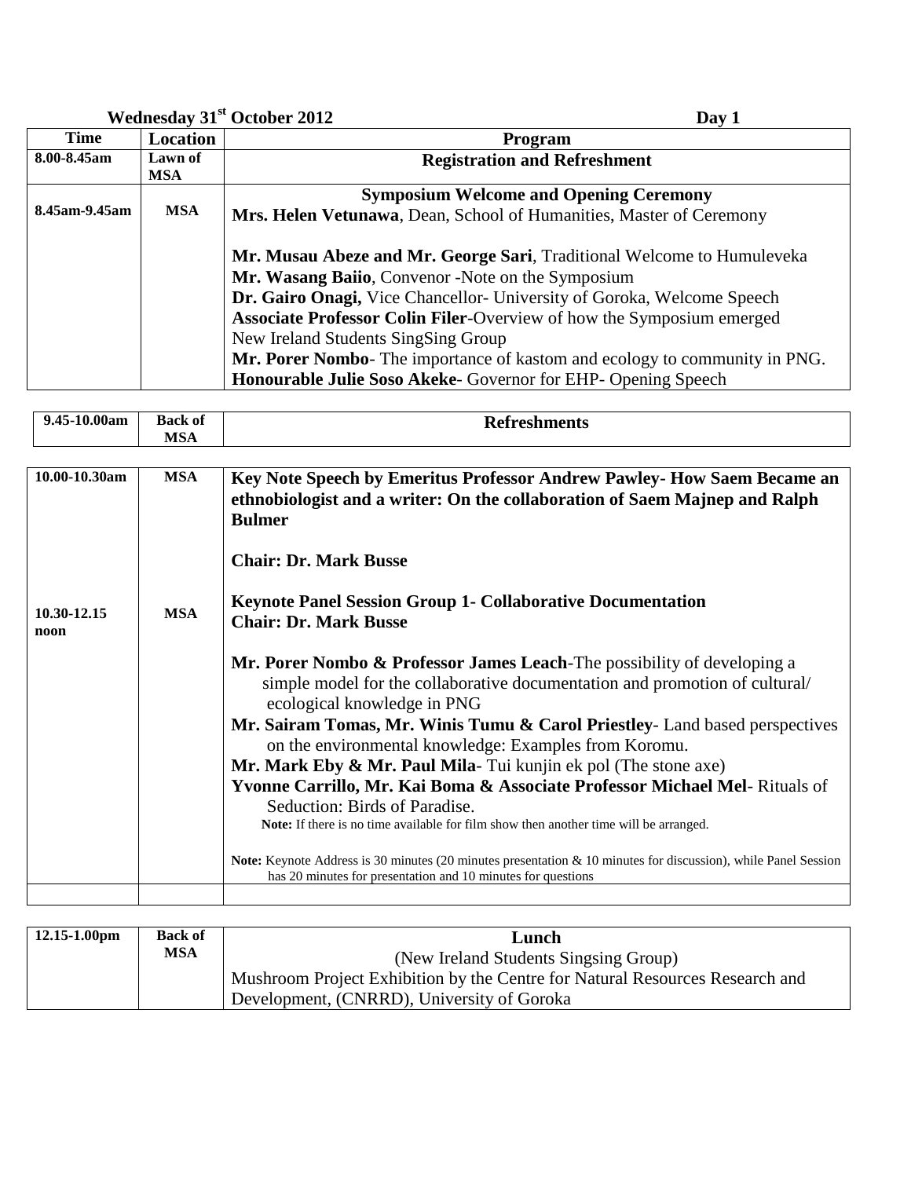**Wednesday 31st October 2012** **Day 1**

| Time | Location | Program |
|---|---|---|
| 8.00-8.45am | Lawn of MSA | **Registration and Refreshment** |
| 8.45am-9.45am | MSA | **Symposium Welcome and Opening Ceremony**<br>**Mrs. Helen Vetunawa**, Dean, School of Humanities, Master of Ceremony<br><br>**Mr. Musau Abeze and Mr. George Sari**, Traditional Welcome to Humuleveka<br>**Mr. Wasang Baiio**, Convenor -Note on the Symposium<br>**Dr. Gairo Onagi,** Vice Chancellor- University of Goroka, Welcome Speech<br>**Associate Professor Colin Filer**-Overview of how the Symposium emerged<br>New Ireland Students SingSing Group<br>**Mr. Porer Nombo**- The importance of kastom and ecology to community in PNG.<br>**Honourable Julie Soso Akeke**- Governor for EHP- Opening Speech |

| 9.45-10.00am | Back of MSA | **Refreshments** |
|---|---|---|

| 10.00-10.30am | MSA | **Key Note Speech by Emeritus Professor Andrew Pawley- How Saem Became an ethnobiologist and a writer: On the collaboration of Saem Majnep and Ralph Bulmer**<br><br>**Chair: Dr. Mark Busse** |
|---|---|---|
| 10.30-12.15 noon | MSA | **Keynote Panel Session Group 1- Collaborative Documentation**<br>**Chair: Dr. Mark Busse**<br><br>**Mr. Porer Nombo & Professor James Leach**-The possibility of developing a simple model for the collaborative documentation and promotion of cultural/ ecological knowledge in PNG<br>**Mr. Sairam Tomas, Mr. Winis Tumu & Carol Priestley**- Land based perspectives on the environmental knowledge: Examples from Koromu.<br>**Mr. Mark Eby & Mr. Paul Mila**- Tui kunjin ek pol (The stone axe)<br>**Yvonne Carrillo, Mr. Kai Boma & Associate Professor Michael Mel**- Rituals of Seduction: Birds of Paradise.<br>**Note:** If there is no time available for film show then another time will be arranged.<br><br>**Note:** Keynote Address is 30 minutes (20 minutes presentation & 10 minutes for discussion), while Panel Session has 20 minutes for presentation and 10 minutes for questions |
| | | |

| 12.15-1.00pm | Back of MSA | **Lunch**<br>(New Ireland Students Singsing Group)<br>Mushroom Project Exhibition by the Centre for Natural Resources Research and Development, (CNRRD), University of Goroka |
|---|---|---|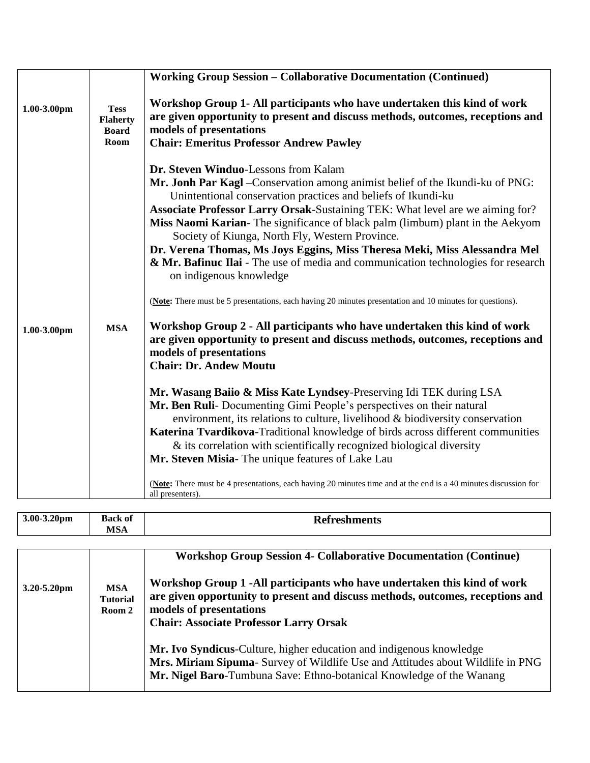| | | |
|---|---|---|
| 1.00-3.00pm | **Tess Flaherty Board Room** | **Working Group Session – Collaborative Documentation (Continued)**<br><br>**Workshop Group 1- All participants who have undertaken this kind of work are given opportunity to present and discuss methods, outcomes, receptions and models of presentations**<br>**Chair: Emeritus Professor Andrew Pawley**<br><br>**Dr. Steven Winduo**-Lessons from Kalam<br>**Mr. Jonh Par Kagl** –Conservation among animist belief of the Ikundi-ku of PNG: Unintentional conservation practices and beliefs of Ikundi-ku<br>**Associate Professor Larry Orsak**-Sustaining TEK: What level are we aiming for?<br>**Miss Naomi Karian**- The significance of black palm (limbum) plant in the Aekyom Society of Kiunga, North Fly, Western Province.<br>**Dr. Verena Thomas, Ms Joys Eggins, Miss Theresa Meki, Miss Alessandra Mel & Mr. Bafinuc Ilai** - The use of media and communication technologies for research on indigenous knowledge<br><br>(**Note:** There must be 5 presentations, each having 20 minutes presentation and 10 minutes for questions). |
| 1.00-3.00pm | **MSA** | **Workshop Group 2 - All participants who have undertaken this kind of work are given opportunity to present and discuss methods, outcomes, receptions and models of presentations**<br>**Chair: Dr. Andew Moutu**<br><br>**Mr. Wasang Baiio & Miss Kate Lyndsey**-Preserving Idi TEK during LSA<br>**Mr. Ben Ruli**- Documenting Gimi People's perspectives on their natural environment, its relations to culture, livelihood & biodiversity conservation<br>**Katerina Tvardikova**-Traditional knowledge of birds across different communities & its correlation with scientifically recognized biological diversity<br>**Mr. Steven Misia**- The unique features of Lake Lau<br><br>(**Note:** There must be 4 presentations, each having 20 minutes time and at the end is a 40 minutes discussion for all presenters). |

| | | |
|---|---|---|
| **3.00-3.20pm** | **Back of MSA** | **Refreshments** |

| | | |
|---|---|---|
| **3.20-5.20pm** | **MSA Tutorial Room 2** | **Workshop Group Session 4- Collaborative Documentation (Continue)**<br><br>**Workshop Group 1 -All participants who have undertaken this kind of work are given opportunity to present and discuss methods, outcomes, receptions and models of presentations**<br>**Chair: Associate Professor Larry Orsak**<br><br>**Mr. Ivo Syndicus**-Culture, higher education and indigenous knowledge<br>**Mrs. Miriam Sipuma**- Survey of Wildlife Use and Attitudes about Wildlife in PNG<br>**Mr. Nigel Baro**-Tumbuna Save: Ethno-botanical Knowledge of the Wanang |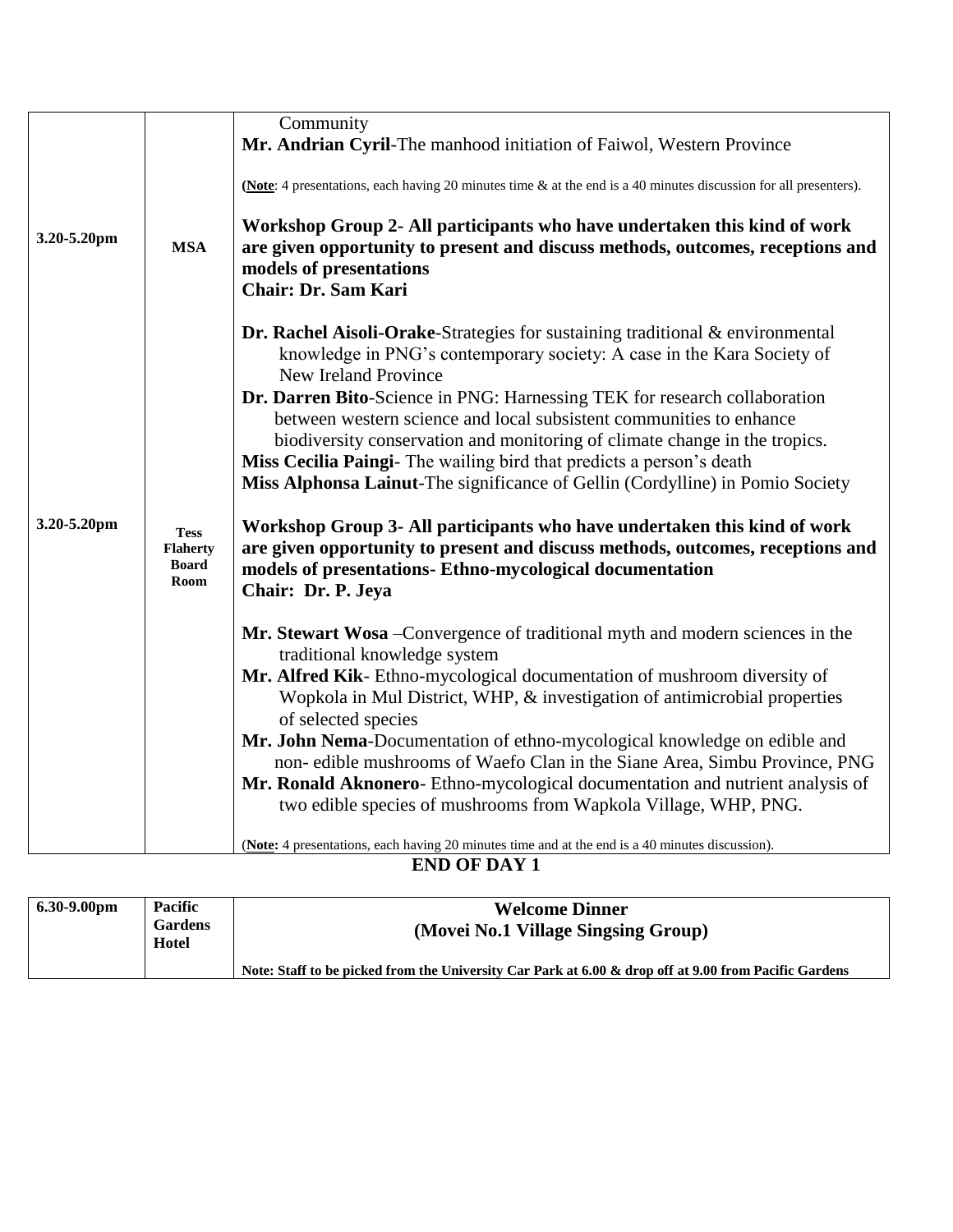| | | |
|---|---|---|
| | | Community<br>**Mr. Andrian Cyril**-The manhood initiation of Faiwol, Western Province<br><br>(**Note**: 4 presentations, each having 20 minutes time & at the end is a 40 minutes discussion for all presenters). |
| **3.20-5.20pm** | **MSA** | **Workshop Group 2- All participants who have undertaken this kind of work are given opportunity to present and discuss methods, outcomes, receptions and models of presentations**<br>**Chair: Dr. Sam Kari**<br><br>**Dr. Rachel Aisoli-Orake**-Strategies for sustaining traditional & environmental knowledge in PNG's contemporary society: A case in the Kara Society of New Ireland Province<br>**Dr. Darren Bito**-Science in PNG: Harnessing TEK for research collaboration between western science and local subsistent communities to enhance biodiversity conservation and monitoring of climate change in the tropics.<br>**Miss Cecilia Paingi**- The wailing bird that predicts a person's death<br>**Miss Alphonsa Lainut**-The significance of Gellin (Cordylline) in Pomio Society |
| **3.20-5.20pm** | **Tess Flaherty Board Room** | **Workshop Group 3- All participants who have undertaken this kind of work are given opportunity to present and discuss methods, outcomes, receptions and models of presentations- Ethno-mycological documentation**<br>**Chair: Dr. P. Jeya**<br><br>**Mr. Stewart Wosa** –Convergence of traditional myth and modern sciences in the traditional knowledge system<br>**Mr. Alfred Kik**- Ethno-mycological documentation of mushroom diversity of Wopkola in Mul District, WHP, & investigation of antimicrobial properties of selected species<br>**Mr. John Nema**-Documentation of ethno-mycological knowledge on edible and non- edible mushrooms of Waefo Clan in the Siane Area, Simbu Province, PNG<br>**Mr. Ronald Aknonero**- Ethno-mycological documentation and nutrient analysis of two edible species of mushrooms from Wapkola Village, WHP, PNG.<br><br>(**Note:** 4 presentations, each having 20 minutes time and at the end is a 40 minutes discussion). |

**END OF DAY 1**

| | | |
|---|---|---|
| **6.30-9.00pm** | **Pacific Gardens Hotel** | **Welcome Dinner**<br>**(Movei No.1 Village Singsing Group)**<br><br>**Note: Staff to be picked from the University Car Park at 6.00 & drop off at 9.00 from Pacific Gardens** |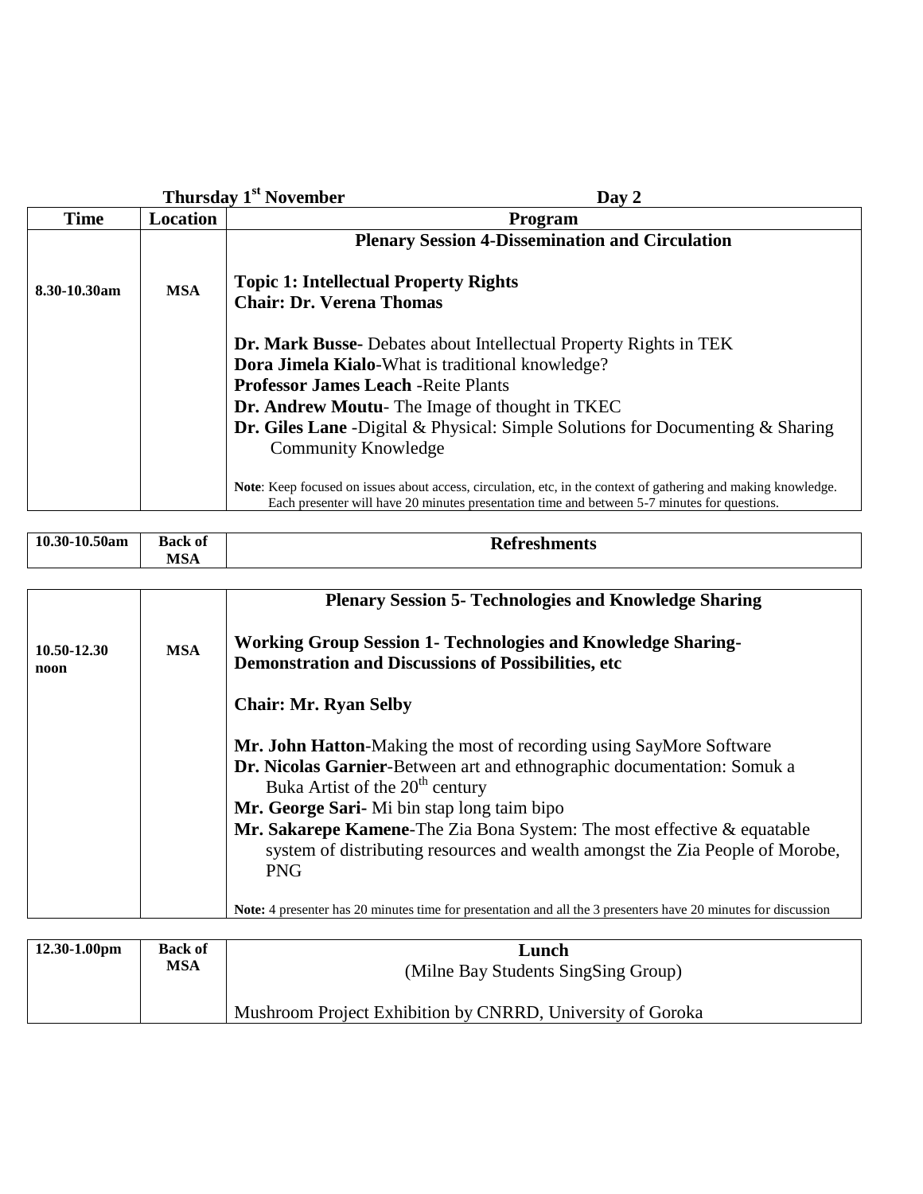**Thursday 1st November** **Day 2**

| Time | Location | Program |
|---|---|---|
| 8.30-10.30am | MSA | **Plenary Session 4-Dissemination and Circulation**<br><br>**Topic 1: Intellectual Property Rights**<br>**Chair: Dr. Verena Thomas**<br><br>**Dr. Mark Busse-** Debates about Intellectual Property Rights in TEK<br>**Dora Jimela Kialo**-What is traditional knowledge?<br>**Professor James Leach** -Reite Plants<br>**Dr. Andrew Moutu**- The Image of thought in TKEC<br>**Dr. Giles Lane** -Digital & Physical: Simple Solutions for Documenting & Sharing Community Knowledge<br><br>**Note**: Keep focused on issues about access, circulation, etc, in the context of gathering and making knowledge. Each presenter will have 20 minutes presentation time and between 5-7 minutes for questions. |
| 10.30-10.50am | Back of MSA | **Refreshments** |
| 10.50-12.30 noon | MSA | **Plenary Session 5- Technologies and Knowledge Sharing**<br><br>**Working Group Session 1- Technologies and Knowledge Sharing-Demonstration and Discussions of Possibilities, etc**<br><br>**Chair: Mr. Ryan Selby**<br><br>**Mr. John Hatton**-Making the most of recording using SayMore Software<br>**Dr. Nicolas Garnier**-Between art and ethnographic documentation: Somuk a Buka Artist of the 20th century<br>**Mr. George Sari**- Mi bin stap long taim bipo<br>**Mr. Sakarepe Kamene**-The Zia Bona System: The most effective & equatable system of distributing resources and wealth amongst the Zia People of Morobe, PNG<br><br>**Note:** 4 presenter has 20 minutes time for presentation and all the 3 presenters have 20 minutes for discussion |
| 12.30-1.00pm | Back of MSA | **Lunch**<br>(Milne Bay Students SingSing Group)<br><br>Mushroom Project Exhibition by CNRRD, University of Goroka |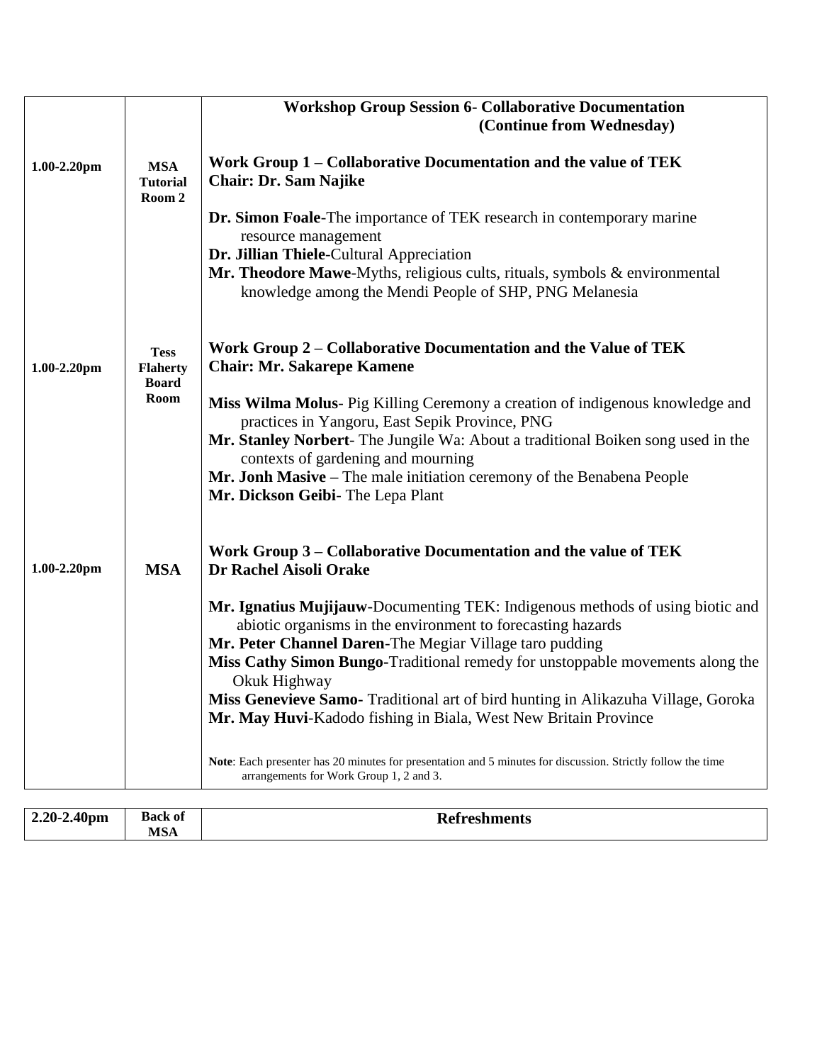| | | **Workshop Group Session 6- Collaborative Documentation (Continue from Wednesday)** |
|---|---|---|
| **1.00-2.20pm** | **MSA Tutorial Room 2** | **Work Group 1 – Collaborative Documentation and the value of TEK**<br>**Chair: Dr. Sam Najike**<br><br>**Dr. Simon Foale**-The importance of TEK research in contemporary marine resource management<br>**Dr. Jillian Thiele**-Cultural Appreciation<br>**Mr. Theodore Mawe**-Myths, religious cults, rituals, symbols & environmental knowledge among the Mendi People of SHP, PNG Melanesia |
| **1.00-2.20pm** | **Tess Flaherty Board Room** | **Work Group 2 – Collaborative Documentation and the Value of TEK**<br>**Chair: Mr. Sakarepe Kamene**<br><br>**Miss Wilma Molus**- Pig Killing Ceremony a creation of indigenous knowledge and practices in Yangoru, East Sepik Province, PNG<br>**Mr. Stanley Norbert**- The Jungile Wa: About a traditional Boiken song used in the contexts of gardening and mourning<br>**Mr. Jonh Masive** – The male initiation ceremony of the Benabena People<br>**Mr. Dickson Geibi**- The Lepa Plant |
| **1.00-2.20pm** | **MSA** | **Work Group 3 – Collaborative Documentation and the value of TEK**<br>**Dr Rachel Aisoli Orake**<br><br>**Mr. Ignatius Mujijauw**-Documenting TEK: Indigenous methods of using biotic and abiotic organisms in the environment to forecasting hazards<br>**Mr. Peter Channel Daren**-The Megiar Village taro pudding<br>**Miss Cathy Simon Bungo**-Traditional remedy for unstoppable movements along the Okuk Highway<br>**Miss Genevieve Samo**- Traditional art of bird hunting in Alikazuha Village, Goroka<br>**Mr. May Huvi**-Kadodo fishing in Biala, West New Britain Province<br><br>**Note**: Each presenter has 20 minutes for presentation and 5 minutes for discussion. Strictly follow the time arrangements for Work Group 1, 2 and 3. |

| **2.20-2.40pm** | **Back of MSA** | **Refreshments** |
|---|---|---|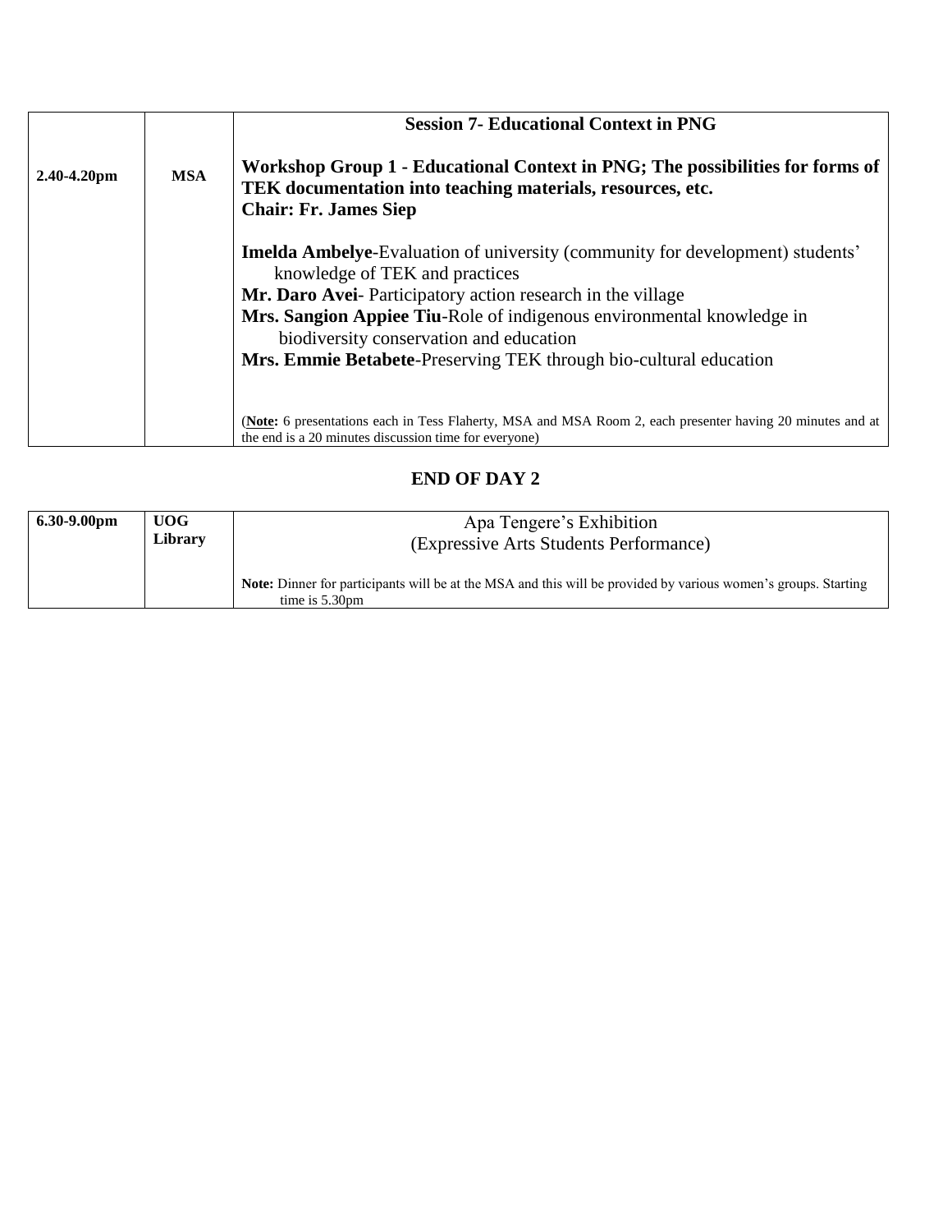| 2.40-4.20pm | MSA | **Session 7- Educational Context in PNG**<br><br>**Workshop Group 1 - Educational Context in PNG; The possibilities for forms of TEK documentation into teaching materials, resources, etc.**<br>**Chair: Fr. James Siep**<br><br>**Imelda Ambelye**-Evaluation of university (community for development) students' knowledge of TEK and practices<br>**Mr. Daro Avei**- Participatory action research in the village<br>**Mrs. Sangion Appiee Tiu**-Role of indigenous environmental knowledge in biodiversity conservation and education<br>**Mrs. Emmie Betabete**-Preserving TEK through bio-cultural education<br><br>(**Note:** 6 presentations each in Tess Flaherty, MSA and MSA Room 2, each presenter having 20 minutes and at the end is a 20 minutes discussion time for everyone) |
|---|---|---|

## END OF DAY 2

| 6.30-9.00pm | UOG Library | Apa Tengere's Exhibition<br>(Expressive Arts Students Performance)<br><br>**Note:** Dinner for participants will be at the MSA and this will be provided by various women's groups. Starting time is 5.30pm |
|---|---|---|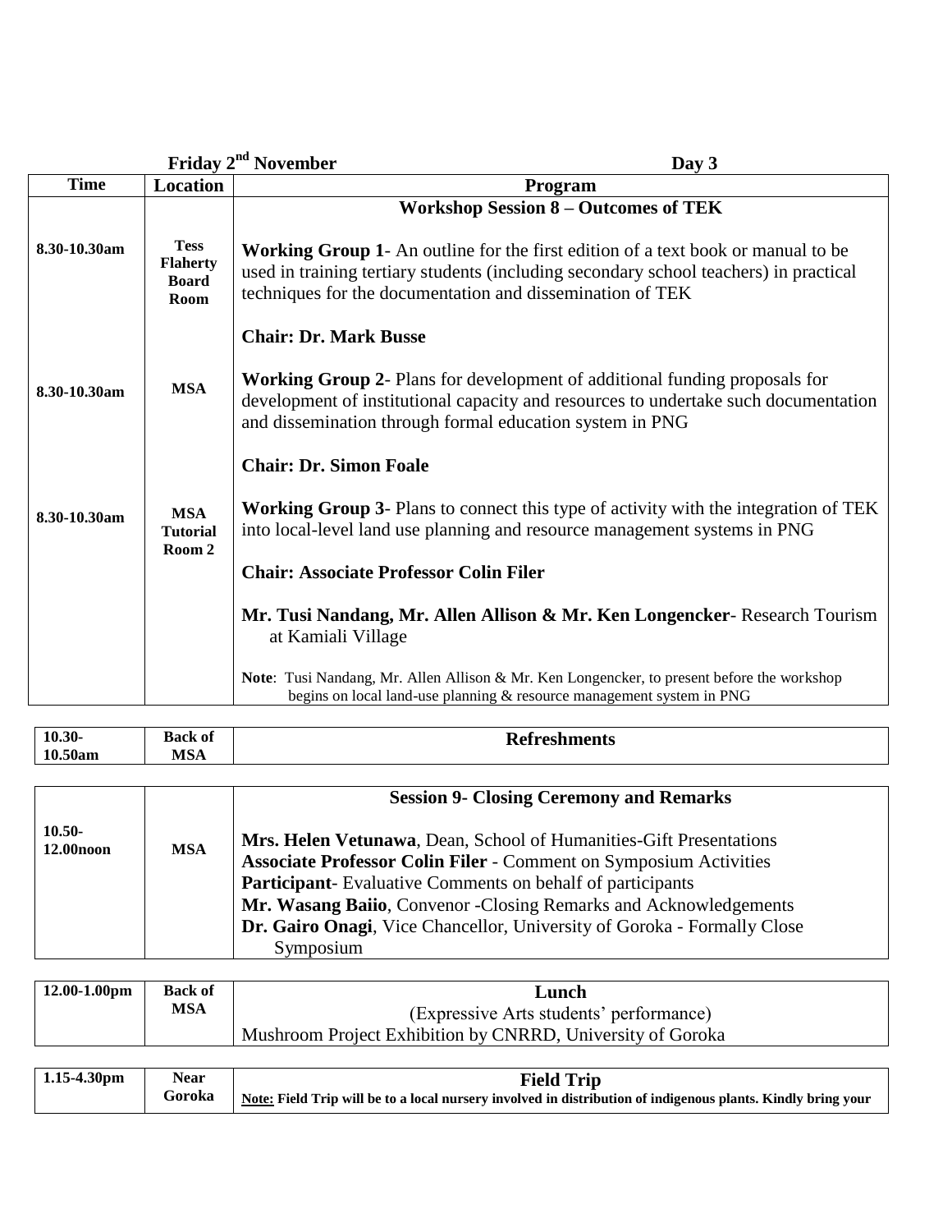**Friday 2[nd] November** **Day 3**

| Time | Location | Program |
|---|---|---|
| | | **Workshop Session 8 – Outcomes of TEK** |
| 8.30-10.30am | Tess Flaherty Board Room | **Working Group 1**- An outline for the first edition of a text book or manual to be used in training tertiary students (including secondary school teachers) in practical techniques for the documentation and dissemination of TEK<br><br>**Chair: Dr. Mark Busse** |
| 8.30-10.30am | MSA | **Working Group 2**- Plans for development of additional funding proposals for development of institutional capacity and resources to undertake such documentation and dissemination through formal education system in PNG<br><br>**Chair: Dr. Simon Foale** |
| 8.30-10.30am | MSA Tutorial Room 2 | **Working Group 3**- Plans to connect this type of activity with the integration of TEK into local-level land use planning and resource management systems in PNG<br><br>**Chair: Associate Professor Colin Filer**<br><br>**Mr. Tusi Nandang, Mr. Allen Allison & Mr. Ken Longencker**- Research Tourism at Kamiali Village<br><br>**Note**: Tusi Nandang, Mr. Allen Allison & Mr. Ken Longencker, to present before the workshop begins on local land-use planning & resource management system in PNG |

| Time | Location | Program |
|---|---|---|
| 10.30-10.50am | Back of MSA | **Refreshments** |

| Time | Location | Program |
|---|---|---|
| | | **Session 9- Closing Ceremony and Remarks** |
| 10.50-12.00noon | MSA | **Mrs. Helen Vetunawa**, Dean, School of Humanities-Gift Presentations<br>**Associate Professor Colin Filer** - Comment on Symposium Activities<br>**Participant**- Evaluative Comments on behalf of participants<br>**Mr. Wasang Baiio**, Convenor -Closing Remarks and Acknowledgements<br>**Dr. Gairo Onagi**, Vice Chancellor, University of Goroka - Formally Close Symposium |

| Time | Location | Program |
|---|---|---|
| 12.00-1.00pm | Back of MSA | **Lunch**<br>(Expressive Arts students' performance)<br>Mushroom Project Exhibition by CNRRD, University of Goroka |

| Time | Location | Program |
|---|---|---|
| 1.15-4.30pm | Near Goroka | **Field Trip**<br>**Note: Field Trip will be to a local nursery involved in distribution of indigenous plants. Kindly bring your** |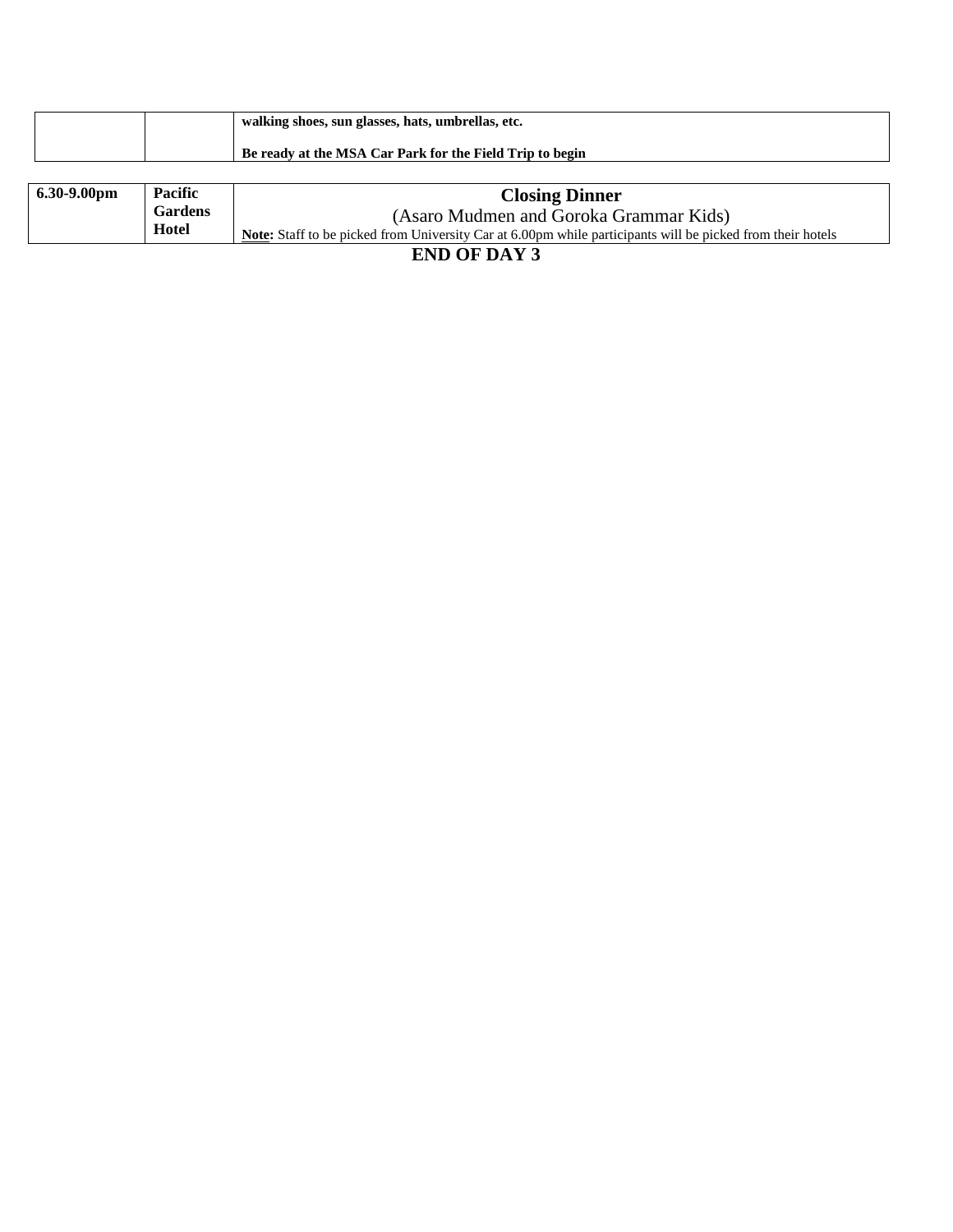| | | |
|---|---|---|
| | | **walking shoes, sun glasses, hats, umbrellas, etc.**<br><br>**Be ready at the MSA Car Park for the Field Trip to begin** |

| | | |
|---|---|---|
| **6.30-9.00pm** | **Pacific Gardens Hotel** | **Closing Dinner**<br>(Asaro Mudmen and Goroka Grammar Kids)<br>**Note:** Staff to be picked from University Car at 6.00pm while participants will be picked from their hotels |

**END OF DAY 3**